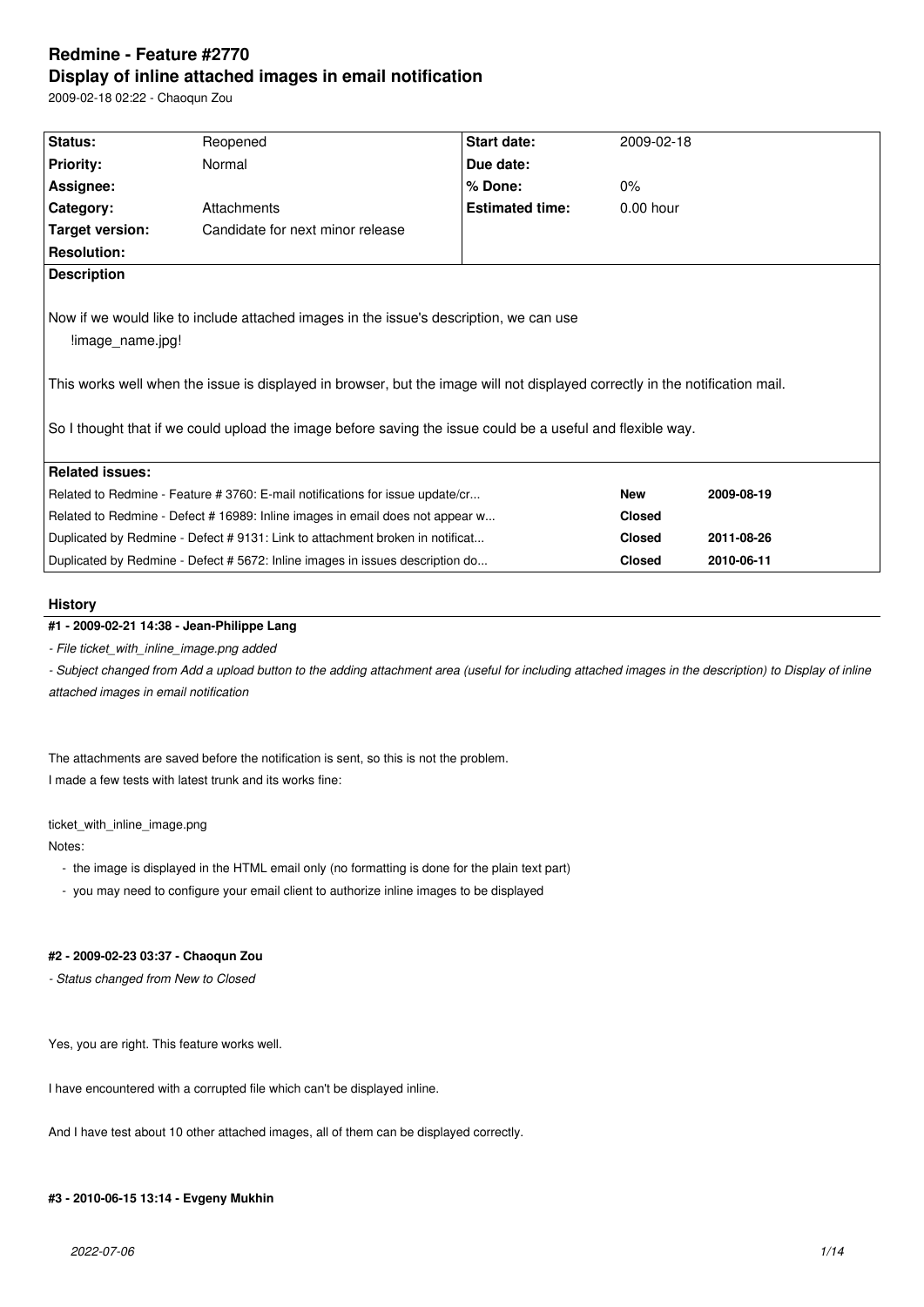# Redmine - Feature #2770

## Display of inline attached images in email notification

2009-02-18 02:22 - Chaoqun Zou

| Status: | Reopened | Start date: | 2009-02-18 |
|---|---|---|---|
| Priority: | Normal | Due date: | |
| Assignee: | | % Done: | 0% |
| Category: | Attachments | Estimated time: | 0.00 hour |
| Target version: | Candidate for next minor release | | |
| Resolution: | | | |

**Description**

Now if we would like to include attached images in the issue's description, we can use

!image_name.jpg!

This works well when the issue is displayed in browser, but the image will not displayed correctly in the notification mail.

So I thought that if we could upload the image before saving the issue could be a useful and flexible way.

**Related issues:**

| | | |
|---|---|---|
| Related to Redmine - Feature # 3760: E-mail notifications for issue update/cr... | New | 2009-08-19 |
| Related to Redmine - Defect # 16989: Inline images in email does not appear w... | Closed | |
| Duplicated by Redmine - Defect # 9131: Link to attachment broken in notificat... | Closed | 2011-08-26 |
| Duplicated by Redmine - Defect # 5672: Inline images in issues description do... | Closed | 2010-06-11 |

### History

#### #1 - 2009-02-21 14:38 - Jean-Philippe Lang

*- File ticket_with_inline_image.png added*

*- Subject changed from Add a upload button to the adding attachment area (useful for including attached images in the description) to Display of inline attached images in email notification*

The attachments are saved before the notification is sent, so this is not the problem.
I made a few tests with latest trunk and its works fine:

ticket_with_inline_image.png

Notes:

- the image is displayed in the HTML email only (no formatting is done for the plain text part)
- you may need to configure your email client to authorize inline images to be displayed

#### #2 - 2009-02-23 03:37 - Chaoqun Zou

*- Status changed from New to Closed*

Yes, you are right. This feature works well.

I have encountered with a corrupted file which can't be displayed inline.

And I have test about 10 other attached images, all of them can be displayed correctly.

#### #3 - 2010-06-15 13:14 - Evgeny Mukhin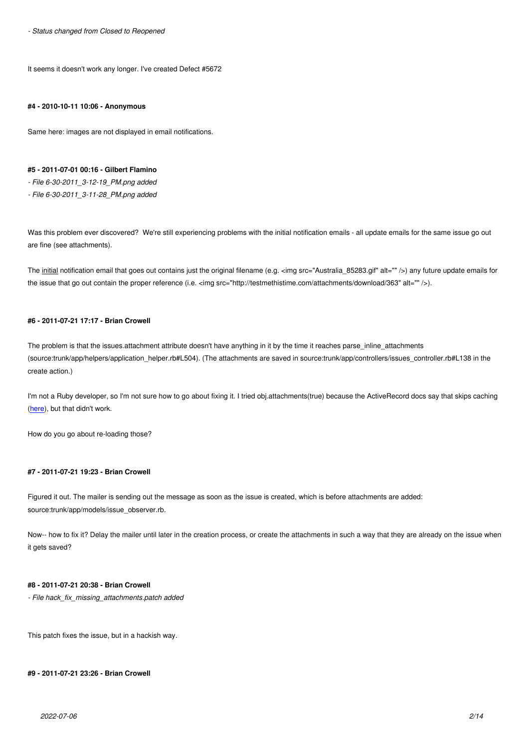*- Status changed from Closed to Reopened*

It seems it doesn't work any longer. I've created Defect #5672

#### #4 - 2010-10-11 10:06 - Anonymous

Same here: images are not displayed in email notifications.

#### #5 - 2011-07-01 00:16 - Gilbert Flamino

*- File 6-30-2011_3-12-19_PM.png added*
*- File 6-30-2011_3-11-28_PM.png added*

Was this problem ever discovered? We're still experiencing problems with the initial notification emails - all update emails for the same issue go out are fine (see attachments).

The initial notification email that goes out contains just the original filename (e.g. <img src="Australia_85283.gif" alt="" />) any future update emails for the issue that go out contain the proper reference (i.e. <img src="http://testmethistime.com/attachments/download/363" alt="" />).

#### #6 - 2011-07-21 17:17 - Brian Crowell

The problem is that the issues.attachment attribute doesn't have anything in it by the time it reaches parse_inline_attachments (source:trunk/app/helpers/application_helper.rb#L504). (The attachments are saved in source:trunk/app/controllers/issues_controller.rb#L138 in the create action.)

I'm not a Ruby developer, so I'm not sure how to go about fixing it. I tried obj.attachments(true) because the ActiveRecord docs say that skips caching (here), but that didn't work.

How do you go about re-loading those?

#### #7 - 2011-07-21 19:23 - Brian Crowell

Figured it out. The mailer is sending out the message as soon as the issue is created, which is before attachments are added: source:trunk/app/models/issue_observer.rb.

Now-- how to fix it? Delay the mailer until later in the creation process, or create the attachments in such a way that they are already on the issue when it gets saved?

#### #8 - 2011-07-21 20:38 - Brian Crowell

*- File hack_fix_missing_attachments.patch added*

This patch fixes the issue, but in a hackish way.

#### #9 - 2011-07-21 23:26 - Brian Crowell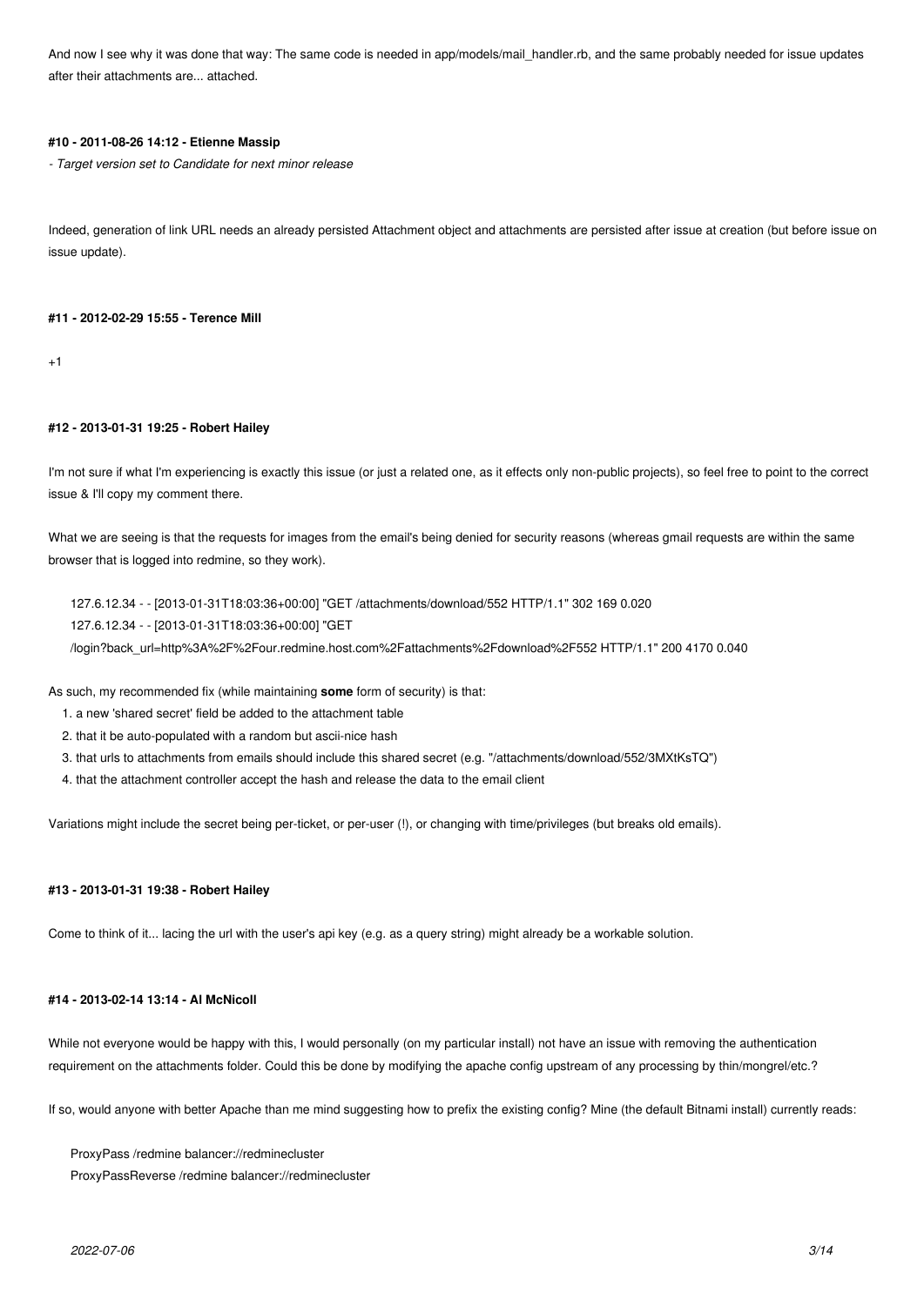And now I see why it was done that way: The same code is needed in app/models/mail_handler.rb, and the same probably needed for issue updates after their attachments are... attached.

#### #10 - 2011-08-26 14:12 - Etienne Massip

*- Target version set to Candidate for next minor release*

Indeed, generation of link URL needs an already persisted Attachment object and attachments are persisted after issue at creation (but before issue on issue update).

#### #11 - 2012-02-29 15:55 - Terence Mill

+1

#### #12 - 2013-01-31 19:25 - Robert Hailey

I'm not sure if what I'm experiencing is exactly this issue (or just a related one, as it effects only non-public projects), so feel free to point to the correct issue & I'll copy my comment there.

What we are seeing is that the requests for images from the email's being denied for security reasons (whereas gmail requests are within the same browser that is logged into redmine, so they work).

```
127.6.12.34 - - [2013-01-31T18:03:36+00:00] "GET /attachments/download/552 HTTP/1.1" 302 169 0.020
127.6.12.34 - - [2013-01-31T18:03:36+00:00] "GET
/login?back_url=http%3A%2F%2Four.redmine.host.com%2Fattachments%2Fdownload%2F552 HTTP/1.1" 200 4170 0.040
```

As such, my recommended fix (while maintaining **some** form of security) is that:

1. a new 'shared secret' field be added to the attachment table
2. that it be auto-populated with a random but ascii-nice hash
3. that urls to attachments from emails should include this shared secret (e.g. "/attachments/download/552/3MXtKsTQ")
4. that the attachment controller accept the hash and release the data to the email client

Variations might include the secret being per-ticket, or per-user (!), or changing with time/privileges (but breaks old emails).

#### #13 - 2013-01-31 19:38 - Robert Hailey

Come to think of it... lacing the url with the user's api key (e.g. as a query string) might already be a workable solution.

#### #14 - 2013-02-14 13:14 - Al McNicoll

While not everyone would be happy with this, I would personally (on my particular install) not have an issue with removing the authentication requirement on the attachments folder. Could this be done by modifying the apache config upstream of any processing by thin/mongrel/etc.?

If so, would anyone with better Apache than me mind suggesting how to prefix the existing config? Mine (the default Bitnami install) currently reads:

```
ProxyPass /redmine balancer://redminecluster
ProxyPassReverse /redmine balancer://redminecluster
```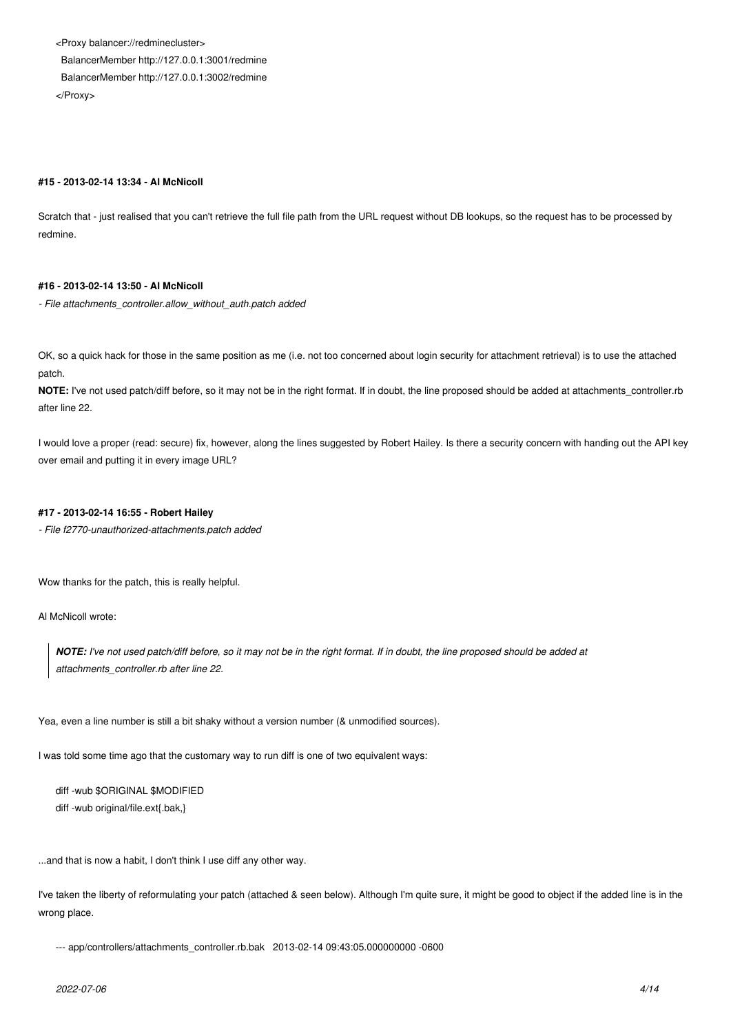```
<Proxy balancer://redminecluster>
  BalancerMember http://127.0.0.1:3001/redmine
  BalancerMember http://127.0.0.1:3002/redmine
</Proxy>
```

#### #15 - 2013-02-14 13:34 - Al McNicoll

Scratch that - just realised that you can't retrieve the full file path from the URL request without DB lookups, so the request has to be processed by redmine.

#### #16 - 2013-02-14 13:50 - Al McNicoll

*- File attachments_controller.allow_without_auth.patch added*

OK, so a quick hack for those in the same position as me (i.e. not too concerned about login security for attachment retrieval) is to use the attached patch.

**NOTE:** I've not used patch/diff before, so it may not be in the right format. If in doubt, the line proposed should be added at attachments_controller.rb after line 22.

I would love a proper (read: secure) fix, however, along the lines suggested by Robert Hailey. Is there a security concern with handing out the API key over email and putting it in every image URL?

#### #17 - 2013-02-14 16:55 - Robert Hailey

*- File f2770-unauthorized-attachments.patch added*

Wow thanks for the patch, this is really helpful.

Al McNicoll wrote:

> ***NOTE:*** *I've not used patch/diff before, so it may not be in the right format. If in doubt, the line proposed should be added at attachments_controller.rb after line 22.*

Yea, even a line number is still a bit shaky without a version number (& unmodified sources).

I was told some time ago that the customary way to run diff is one of two equivalent ways:

```
diff -wub $ORIGINAL $MODIFIED
diff -wub original/file.ext{.bak,}
```

...and that is now a habit, I don't think I use diff any other way.

I've taken the liberty of reformulating your patch (attached & seen below). Although I'm quite sure, it might be good to object if the added line is in the wrong place.

```
--- app/controllers/attachments_controller.rb.bak   2013-02-14 09:43:05.000000000 -0600
```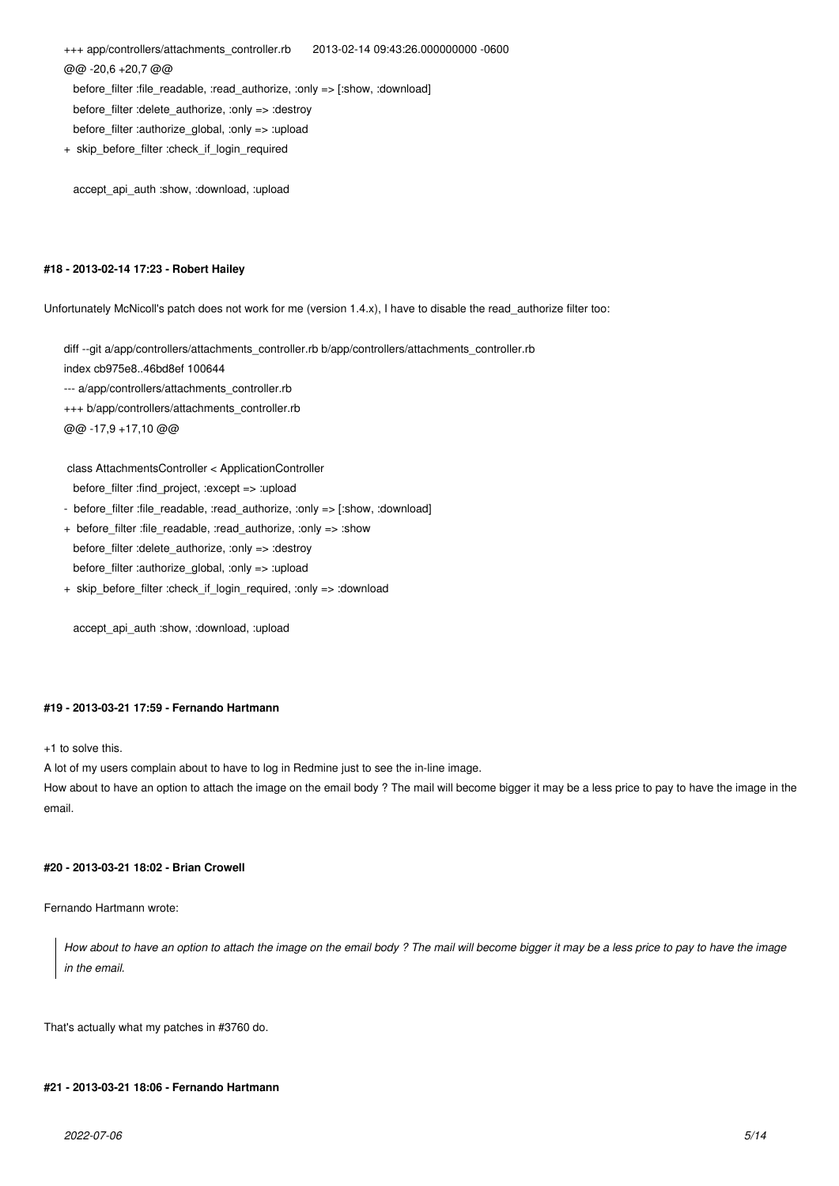```
+++ app/controllers/attachments_controller.rb       2013-02-14 09:43:26.000000000 -0600
@@ -20,6 +20,7 @@
   before_filter :file_readable, :read_authorize, :only => [:show, :download]
   before_filter :delete_authorize, :only => :destroy
   before_filter :authorize_global, :only => :upload
+  skip_before_filter :check_if_login_required

   accept_api_auth :show, :download, :upload
```

#### #18 - 2013-02-14 17:23 - Robert Hailey

Unfortunately McNicoll's patch does not work for me (version 1.4.x), I have to disable the read_authorize filter too:

```
diff --git a/app/controllers/attachments_controller.rb b/app/controllers/attachments_controller.rb
index cb975e8..46bd8ef 100644
--- a/app/controllers/attachments_controller.rb
+++ b/app/controllers/attachments_controller.rb
@@ -17,9 +17,10 @@

 class AttachmentsController < ApplicationController
   before_filter :find_project, :except => :upload
-  before_filter :file_readable, :read_authorize, :only => [:show, :download]
+  before_filter :file_readable, :read_authorize, :only => :show
   before_filter :delete_authorize, :only => :destroy
   before_filter :authorize_global, :only => :upload
+  skip_before_filter :check_if_login_required, :only => :download

   accept_api_auth :show, :download, :upload
```

#### #19 - 2013-03-21 17:59 - Fernando Hartmann

+1 to solve this.
A lot of my users complain about to have to log in Redmine just to see the in-line image.
How about to have an option to attach the image on the email body ? The mail will become bigger it may be a less price to pay to have the image in the email.

#### #20 - 2013-03-21 18:02 - Brian Crowell

Fernando Hartmann wrote:

> *How about to have an option to attach the image on the email body ? The mail will become bigger it may be a less price to pay to have the image in the email.*

That's actually what my patches in #3760 do.

#### #21 - 2013-03-21 18:06 - Fernando Hartmann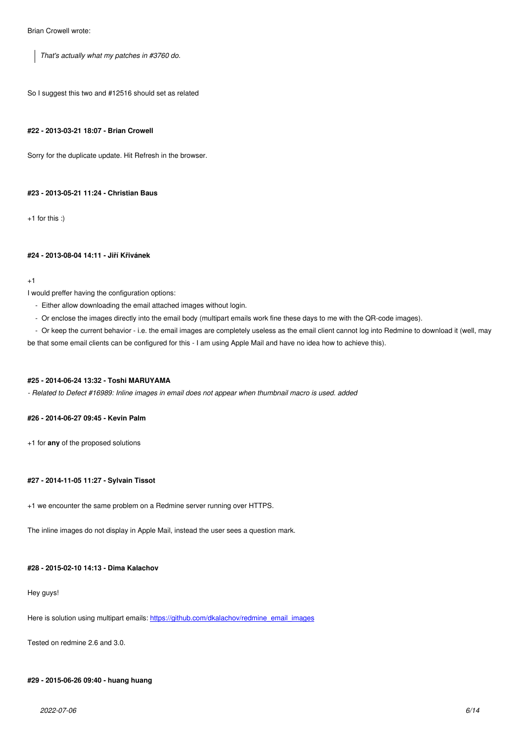Brian Crowell wrote:

> *That's actually what my patches in #3760 do.*

So I suggest this two and #12516 should set as related

#### #22 - 2013-03-21 18:07 - Brian Crowell

Sorry for the duplicate update. Hit Refresh in the browser.

#### #23 - 2013-05-21 11:24 - Christian Baus

+1 for this :)

#### #24 - 2013-08-04 14:11 - Jiří Křivánek

+1
I would preffer having the configuration options:

- Either allow downloading the email attached images without login.
- Or enclose the images directly into the email body (multipart emails work fine these days to me with the QR-code images).
- Or keep the current behavior - i.e. the email images are completely useless as the email client cannot log into Redmine to download it (well, may be that some email clients can be configured for this - I am using Apple Mail and have no idea how to achieve this).

#### #25 - 2014-06-24 13:32 - Toshi MARUYAMA

*- Related to Defect #16989: Inline images in email does not appear when thumbnail macro is used. added*

#### #26 - 2014-06-27 09:45 - Kevin Palm

+1 for **any** of the proposed solutions

#### #27 - 2014-11-05 11:27 - Sylvain Tissot

+1 we encounter the same problem on a Redmine server running over HTTPS.

The inline images do not display in Apple Mail, instead the user sees a question mark.

#### #28 - 2015-02-10 14:13 - Dima Kalachov

Hey guys!

Here is solution using multipart emails: [https://github.com/dkalachov/redmine_email_images](https://github.com/dkalachov/redmine_email_images)

Tested on redmine 2.6 and 3.0.

#### #29 - 2015-06-26 09:40 - huang huang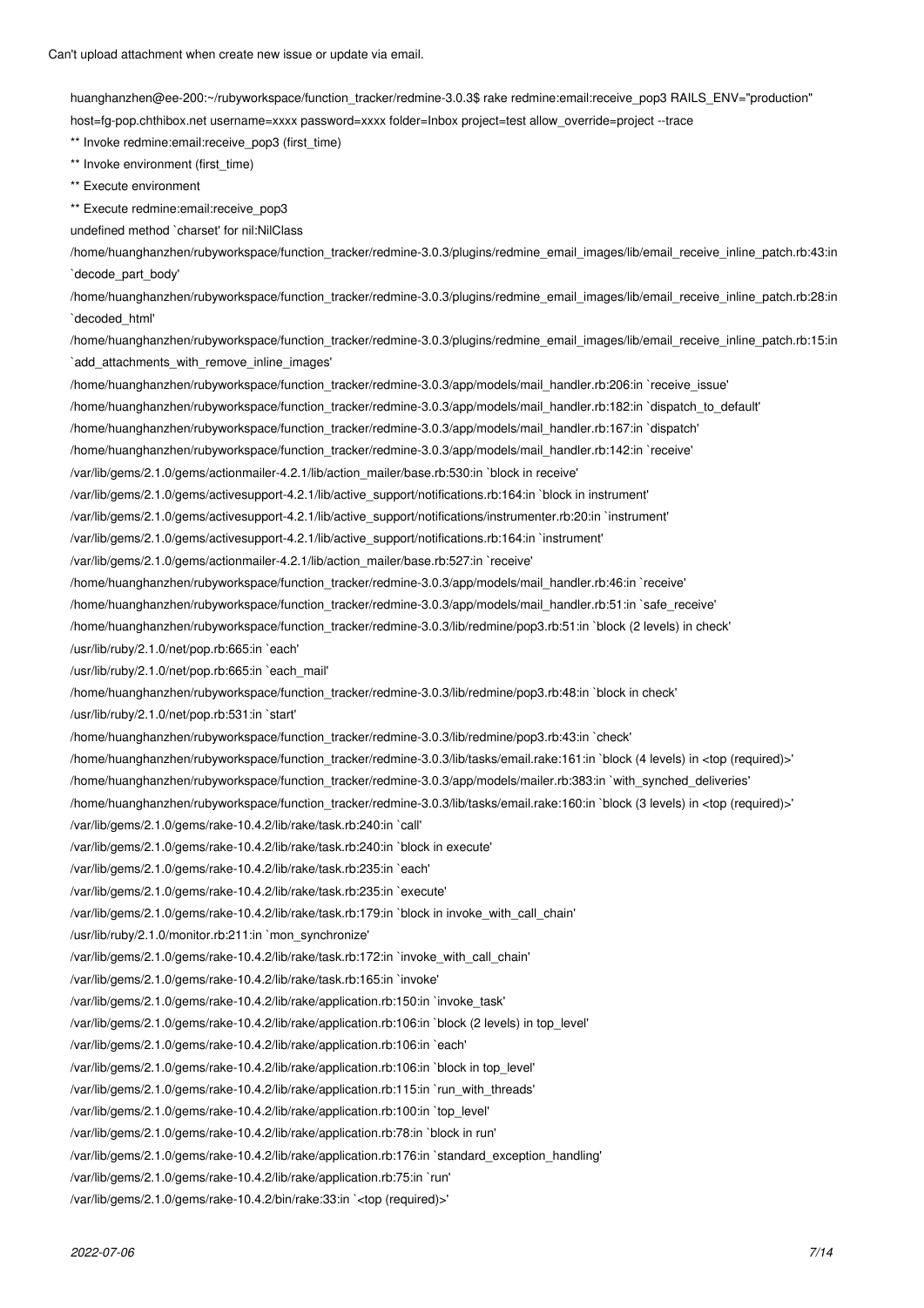Can't upload attachment when create new issue or update via email.

```
huanghanzhen@ee-200:~/rubyworkspace/function_tracker/redmine-3.0.3$ rake redmine:email:receive_pop3 RAILS_ENV="production" host=fg-pop.chthibox.net username=xxxx password=xxxx folder=Inbox project=test allow_override=project --trace
** Invoke redmine:email:receive_pop3 (first_time)
** Invoke environment (first_time)
** Execute environment
** Execute redmine:email:receive_pop3
undefined method `charset' for nil:NilClass
/home/huanghanzhen/rubyworkspace/function_tracker/redmine-3.0.3/plugins/redmine_email_images/lib/email_receive_inline_patch.rb:43:in `decode_part_body'
/home/huanghanzhen/rubyworkspace/function_tracker/redmine-3.0.3/plugins/redmine_email_images/lib/email_receive_inline_patch.rb:28:in `decoded_html'
/home/huanghanzhen/rubyworkspace/function_tracker/redmine-3.0.3/plugins/redmine_email_images/lib/email_receive_inline_patch.rb:15:in `add_attachments_with_remove_inline_images'
/home/huanghanzhen/rubyworkspace/function_tracker/redmine-3.0.3/app/models/mail_handler.rb:206:in `receive_issue'
/home/huanghanzhen/rubyworkspace/function_tracker/redmine-3.0.3/app/models/mail_handler.rb:182:in `dispatch_to_default'
/home/huanghanzhen/rubyworkspace/function_tracker/redmine-3.0.3/app/models/mail_handler.rb:167:in `dispatch'
/home/huanghanzhen/rubyworkspace/function_tracker/redmine-3.0.3/app/models/mail_handler.rb:142:in `receive'
/var/lib/gems/2.1.0/gems/actionmailer-4.2.1/lib/action_mailer/base.rb:530:in `block in receive'
/var/lib/gems/2.1.0/gems/activesupport-4.2.1/lib/active_support/notifications.rb:164:in `block in instrument'
/var/lib/gems/2.1.0/gems/activesupport-4.2.1/lib/active_support/notifications/instrumenter.rb:20:in `instrument'
/var/lib/gems/2.1.0/gems/activesupport-4.2.1/lib/active_support/notifications.rb:164:in `instrument'
/var/lib/gems/2.1.0/gems/actionmailer-4.2.1/lib/action_mailer/base.rb:527:in `receive'
/home/huanghanzhen/rubyworkspace/function_tracker/redmine-3.0.3/app/models/mail_handler.rb:46:in `receive'
/home/huanghanzhen/rubyworkspace/function_tracker/redmine-3.0.3/app/models/mail_handler.rb:51:in `safe_receive'
/home/huanghanzhen/rubyworkspace/function_tracker/redmine-3.0.3/lib/redmine/pop3.rb:51:in `block (2 levels) in check'
/usr/lib/ruby/2.1.0/net/pop.rb:665:in `each'
/usr/lib/ruby/2.1.0/net/pop.rb:665:in `each_mail'
/home/huanghanzhen/rubyworkspace/function_tracker/redmine-3.0.3/lib/redmine/pop3.rb:48:in `block in check'
/usr/lib/ruby/2.1.0/net/pop.rb:531:in `start'
/home/huanghanzhen/rubyworkspace/function_tracker/redmine-3.0.3/lib/redmine/pop3.rb:43:in `check'
/home/huanghanzhen/rubyworkspace/function_tracker/redmine-3.0.3/lib/tasks/email.rake:161:in `block (4 levels) in <top (required)>'
/home/huanghanzhen/rubyworkspace/function_tracker/redmine-3.0.3/app/models/mailer.rb:383:in `with_synched_deliveries'
/home/huanghanzhen/rubyworkspace/function_tracker/redmine-3.0.3/lib/tasks/email.rake:160:in `block (3 levels) in <top (required)>'
/var/lib/gems/2.1.0/gems/rake-10.4.2/lib/rake/task.rb:240:in `call'
/var/lib/gems/2.1.0/gems/rake-10.4.2/lib/rake/task.rb:240:in `block in execute'
/var/lib/gems/2.1.0/gems/rake-10.4.2/lib/rake/task.rb:235:in `each'
/var/lib/gems/2.1.0/gems/rake-10.4.2/lib/rake/task.rb:235:in `execute'
/var/lib/gems/2.1.0/gems/rake-10.4.2/lib/rake/task.rb:179:in `block in invoke_with_call_chain'
/usr/lib/ruby/2.1.0/monitor.rb:211:in `mon_synchronize'
/var/lib/gems/2.1.0/gems/rake-10.4.2/lib/rake/task.rb:172:in `invoke_with_call_chain'
/var/lib/gems/2.1.0/gems/rake-10.4.2/lib/rake/task.rb:165:in `invoke'
/var/lib/gems/2.1.0/gems/rake-10.4.2/lib/rake/application.rb:150:in `invoke_task'
/var/lib/gems/2.1.0/gems/rake-10.4.2/lib/rake/application.rb:106:in `block (2 levels) in top_level'
/var/lib/gems/2.1.0/gems/rake-10.4.2/lib/rake/application.rb:106:in `each'
/var/lib/gems/2.1.0/gems/rake-10.4.2/lib/rake/application.rb:106:in `block in top_level'
/var/lib/gems/2.1.0/gems/rake-10.4.2/lib/rake/application.rb:115:in `run_with_threads'
/var/lib/gems/2.1.0/gems/rake-10.4.2/lib/rake/application.rb:100:in `top_level'
/var/lib/gems/2.1.0/gems/rake-10.4.2/lib/rake/application.rb:78:in `block in run'
/var/lib/gems/2.1.0/gems/rake-10.4.2/lib/rake/application.rb:176:in `standard_exception_handling'
/var/lib/gems/2.1.0/gems/rake-10.4.2/lib/rake/application.rb:75:in `run'
/var/lib/gems/2.1.0/gems/rake-10.4.2/bin/rake:33:in `<top (required)>'
```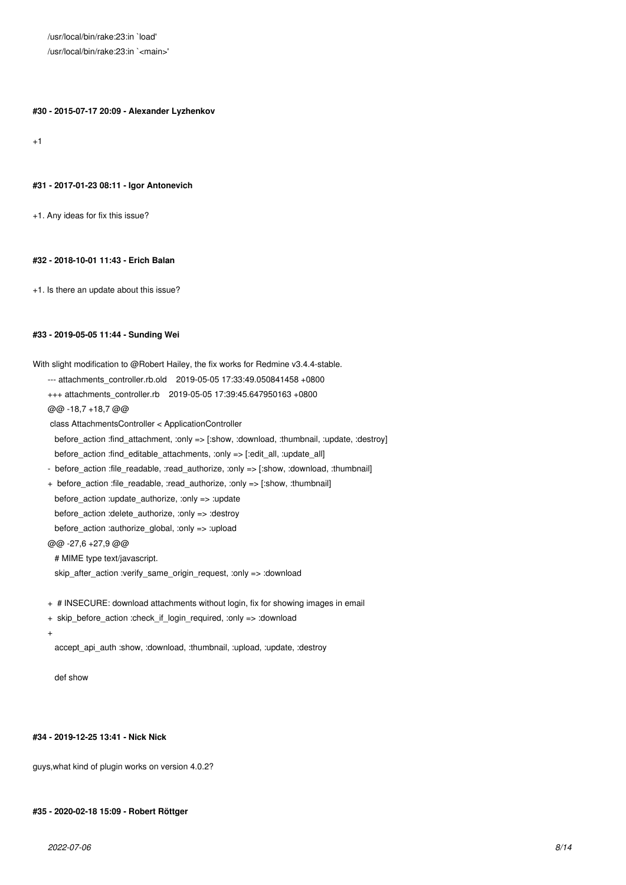```
/usr/local/bin/rake:23:in `load'
/usr/local/bin/rake:23:in `<main>'
```

#### #30 - 2015-07-17 20:09 - Alexander Lyzhenkov

+1

#### #31 - 2017-01-23 08:11 - Igor Antonevich

+1. Any ideas for fix this issue?

#### #32 - 2018-10-01 11:43 - Erich Balan

+1. Is there an update about this issue?

#### #33 - 2019-05-05 11:44 - Sunding Wei

With slight modification to @Robert Hailey, the fix works for Redmine v3.4.4-stable.

```
--- attachments_controller.rb.old    2019-05-05 17:33:49.050841458 +0800
+++ attachments_controller.rb    2019-05-05 17:39:45.647950163 +0800
@@ -18,7 +18,7 @@
 class AttachmentsController < ApplicationController
   before_action :find_attachment, :only => [:show, :download, :thumbnail, :update, :destroy]
   before_action :find_editable_attachments, :only => [:edit_all, :update_all]
-  before_action :file_readable, :read_authorize, :only => [:show, :download, :thumbnail]
+  before_action :file_readable, :read_authorize, :only => [:show, :thumbnail]
   before_action :update_authorize, :only => :update
   before_action :delete_authorize, :only => :destroy
   before_action :authorize_global, :only => :upload
@@ -27,6 +27,9 @@
   # MIME type text/javascript.
   skip_after_action :verify_same_origin_request, :only => :download

+  # INSECURE: download attachments without login, fix for showing images in email
+  skip_before_action :check_if_login_required, :only => :download
+
   accept_api_auth :show, :download, :thumbnail, :upload, :update, :destroy

   def show
```

#### #34 - 2019-12-25 13:41 - Nick Nick

guys,what kind of plugin works on version 4.0.2?

#### #35 - 2020-02-18 15:09 - Robert Röttger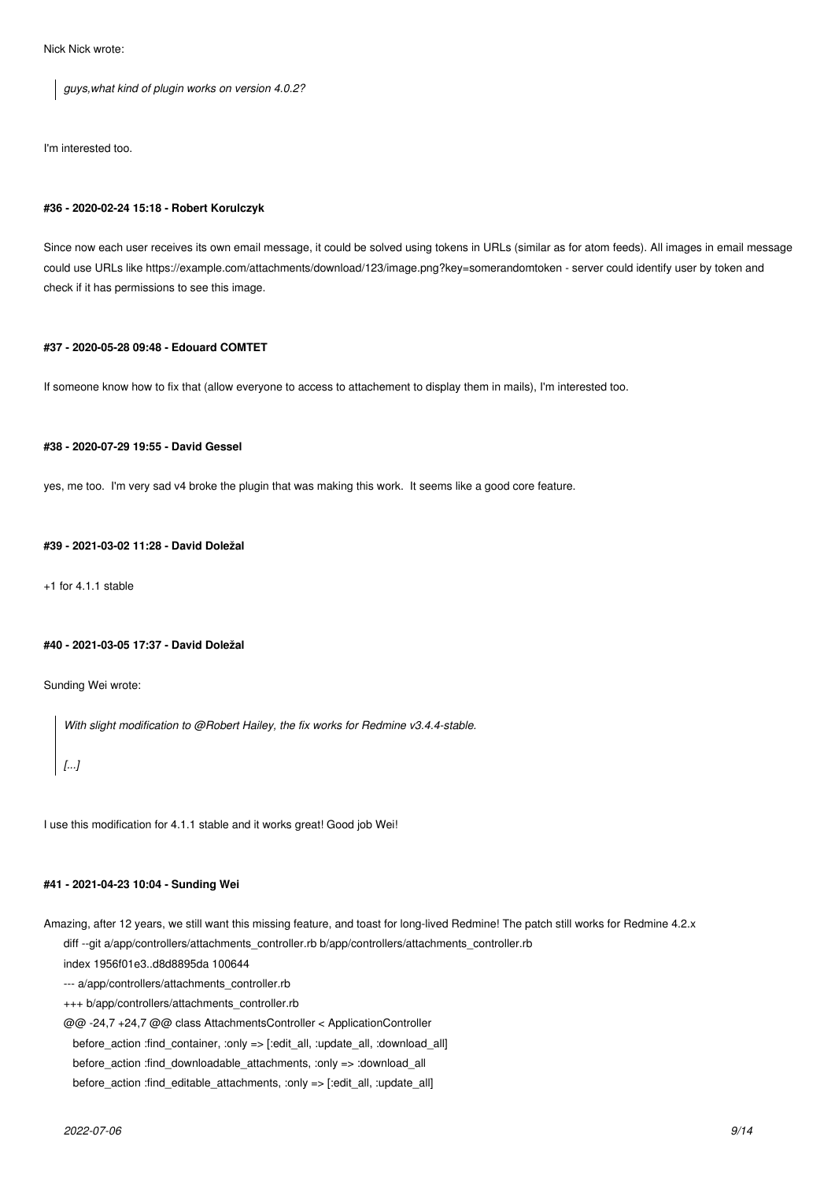Nick Nick wrote:

> *guys,what kind of plugin works on version 4.0.2?*

I'm interested too.

#### #36 - 2020-02-24 15:18 - Robert Korulczyk

Since now each user receives its own email message, it could be solved using tokens in URLs (similar as for atom feeds). All images in email message could use URLs like https://example.com/attachments/download/123/image.png?key=somerandomtoken - server could identify user by token and check if it has permissions to see this image.

#### #37 - 2020-05-28 09:48 - Edouard COMTET

If someone know how to fix that (allow everyone to access to attachement to display them in mails), I'm interested too.

#### #38 - 2020-07-29 19:55 - David Gessel

yes, me too. I'm very sad v4 broke the plugin that was making this work. It seems like a good core feature.

#### #39 - 2021-03-02 11:28 - David Doležal

+1 for 4.1.1 stable

#### #40 - 2021-03-05 17:37 - David Doležal

Sunding Wei wrote:

> *With slight modification to @Robert Hailey, the fix works for Redmine v3.4.4-stable.*
>
> *[...]*

I use this modification for 4.1.1 stable and it works great! Good job Wei!

#### #41 - 2021-04-23 10:04 - Sunding Wei

Amazing, after 12 years, we still want this missing feature, and toast for long-lived Redmine! The patch still works for Redmine 4.2.x

```
diff --git a/app/controllers/attachments_controller.rb b/app/controllers/attachments_controller.rb
index 1956f01e3..d8d8895da 100644
--- a/app/controllers/attachments_controller.rb
+++ b/app/controllers/attachments_controller.rb
@@ -24,7 +24,7 @@ class AttachmentsController < ApplicationController
   before_action :find_container, :only => [:edit_all, :update_all, :download_all]
   before_action :find_downloadable_attachments, :only => :download_all
   before_action :find_editable_attachments, :only => [:edit_all, :update_all]
```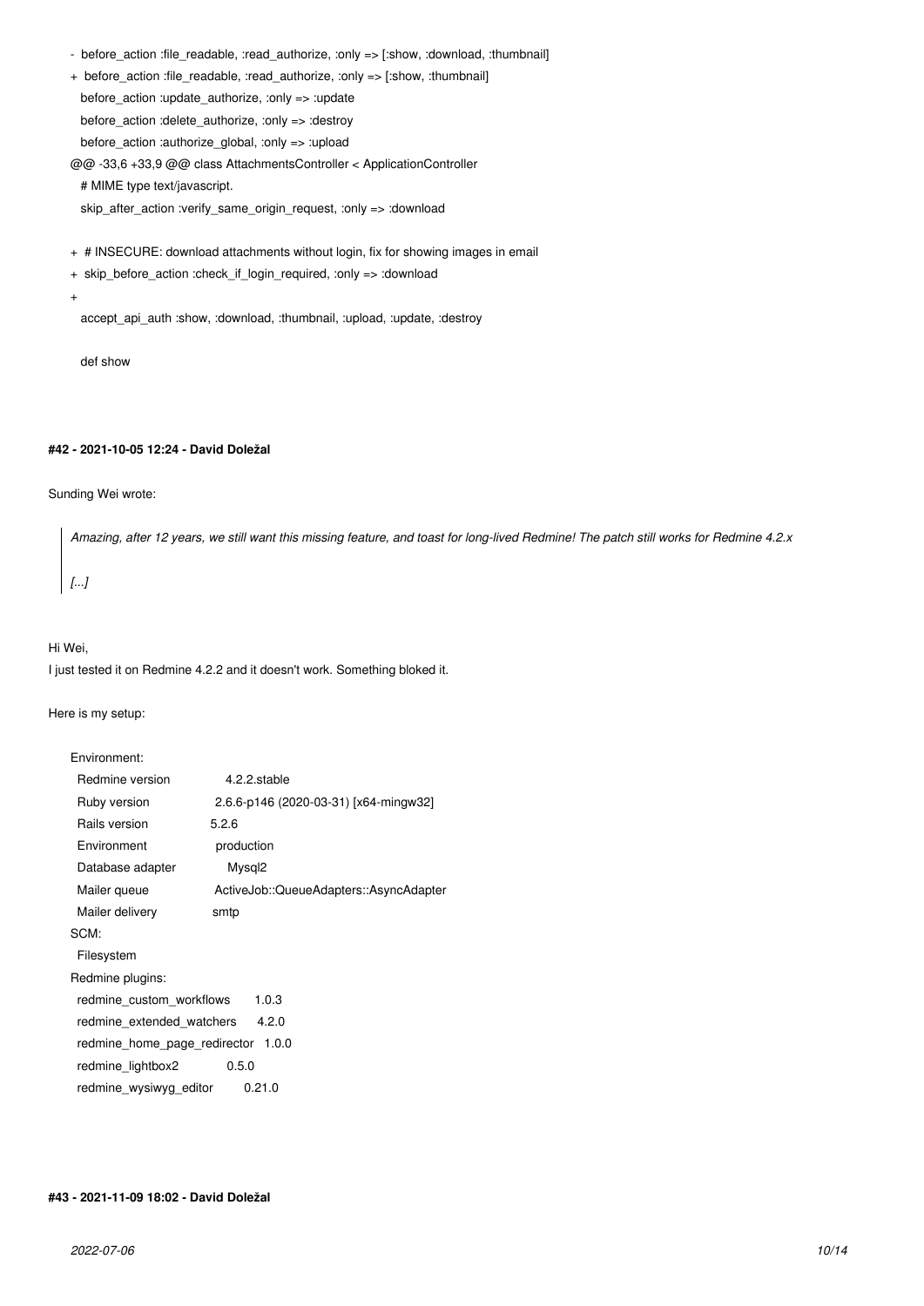```
-  before_action :file_readable, :read_authorize, :only => [:show, :download, :thumbnail]
+  before_action :file_readable, :read_authorize, :only => [:show, :thumbnail]
   before_action :update_authorize, :only => :update
   before_action :delete_authorize, :only => :destroy
   before_action :authorize_global, :only => :upload
@@ -33,6 +33,9 @@ class AttachmentsController < ApplicationController
   # MIME type text/javascript.
   skip_after_action :verify_same_origin_request, :only => :download

+  # INSECURE: download attachments without login, fix for showing images in email
+  skip_before_action :check_if_login_required, :only => :download
+
   accept_api_auth :show, :download, :thumbnail, :upload, :update, :destroy

   def show
```

#### #42 - 2021-10-05 12:24 - David Doležal

Sunding Wei wrote:

> *Amazing, after 12 years, we still want this missing feature, and toast for long-lived Redmine! The patch still works for Redmine 4.2.x*
>
> *[...]*

Hi Wei,
I just tested it on Redmine 4.2.2 and it doesn't work. Something bloked it.

Here is my setup:

```
Environment:
  Redmine version                4.2.2.stable
  Ruby version                   2.6.6-p146 (2020-03-31) [x64-mingw32]
  Rails version                  5.2.6
  Environment                    production
  Database adapter               Mysql2
  Mailer queue                   ActiveJob::QueueAdapters::AsyncAdapter
  Mailer delivery                smtp
SCM:
  Filesystem
Redmine plugins:
  redmine_custom_workflows       1.0.3
  redmine_extended_watchers      4.2.0
  redmine_home_page_redirector   1.0.0
  redmine_lightbox2              0.5.0
  redmine_wysiwyg_editor         0.21.0
```

#### #43 - 2021-11-09 18:02 - David Doležal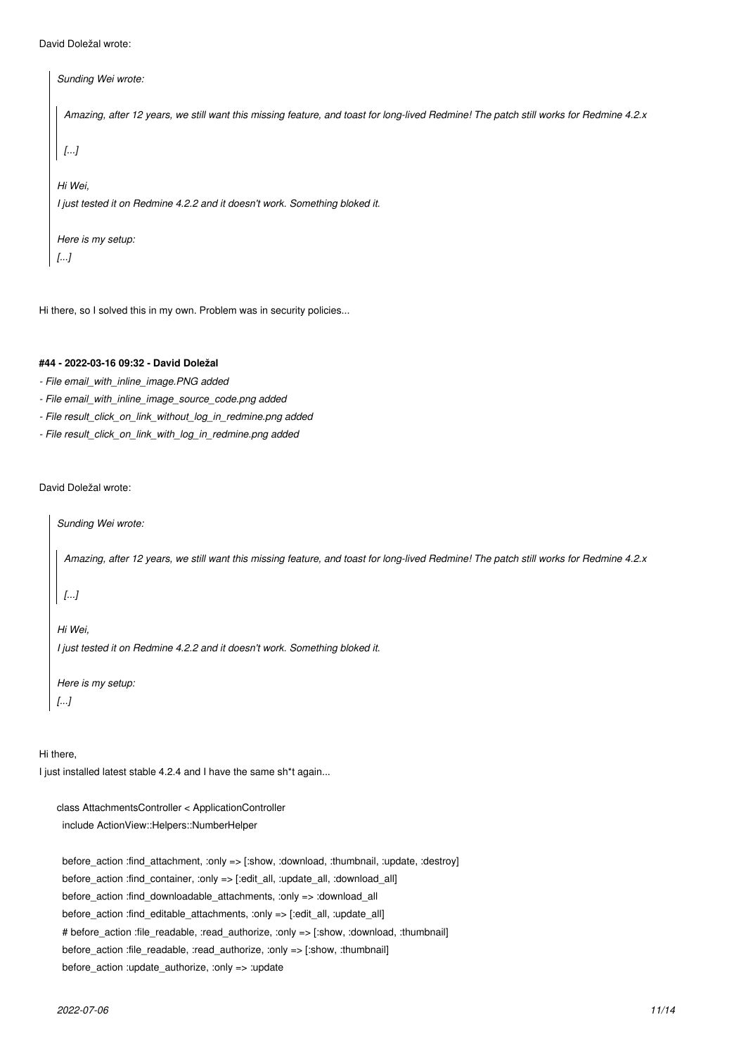David Doležal wrote:

> *Sunding Wei wrote:*
>
> > *Amazing, after 12 years, we still want this missing feature, and toast for long-lived Redmine! The patch still works for Redmine 4.2.x*
> >
> > *[...]*
>
> *Hi Wei,*
> *I just tested it on Redmine 4.2.2 and it doesn't work. Something bloked it.*
>
> *Here is my setup:*
> *[...]*

Hi there, so I solved this in my own. Problem was in security policies...

#### #44 - 2022-03-16 09:32 - David Doležal

- *File email_with_inline_image.PNG added*
- *File email_with_inline_image_source_code.png added*
- *File result_click_on_link_without_log_in_redmine.png added*
- *File result_click_on_link_with_log_in_redmine.png added*

David Doležal wrote:

> *Sunding Wei wrote:*
>
> > *Amazing, after 12 years, we still want this missing feature, and toast for long-lived Redmine! The patch still works for Redmine 4.2.x*
> >
> > *[...]*
>
> *Hi Wei,*
> *I just tested it on Redmine 4.2.2 and it doesn't work. Something bloked it.*
>
> *Here is my setup:*
> *[...]*

Hi there,
I just installed latest stable 4.2.4 and I have the same sh*t again...

```
class AttachmentsController < ApplicationController
  include ActionView::Helpers::NumberHelper

  before_action :find_attachment, :only => [:show, :download, :thumbnail, :update, :destroy]
  before_action :find_container, :only => [:edit_all, :update_all, :download_all]
  before_action :find_downloadable_attachments, :only => :download_all
  before_action :find_editable_attachments, :only => [:edit_all, :update_all]
  # before_action :file_readable, :read_authorize, :only => [:show, :download, :thumbnail]
  before_action :file_readable, :read_authorize, :only => [:show, :thumbnail]
  before_action :update_authorize, :only => :update
```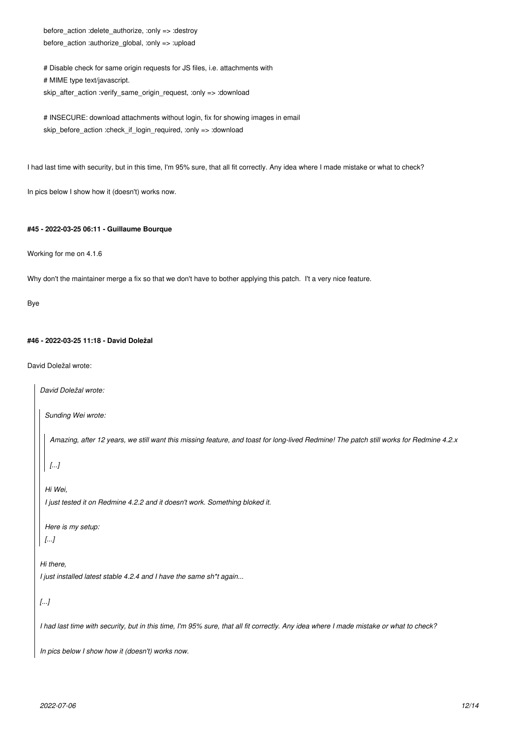```
before_action :delete_authorize, :only => :destroy
before_action :authorize_global, :only => :upload

# Disable check for same origin requests for JS files, i.e. attachments with
# MIME type text/javascript.
skip_after_action :verify_same_origin_request, :only => :download

# INSECURE: download attachments without login, fix for showing images in email
skip_before_action :check_if_login_required, :only => :download
```

I had last time with security, but in this time, I'm 95% sure, that all fit correctly. Any idea where I made mistake or what to check?

In pics below I show how it (doesn't) works now.

#### #45 - 2022-03-25 06:11 - Guillaume Bourque

Working for me on 4.1.6

Why don't the maintainer merge a fix so that we don't have to bother applying this patch.  I't a very nice feature.

Bye

#### #46 - 2022-03-25 11:18 - David Doležal

David Doležal wrote:

> *David Doležal wrote:*
>
> > *Sunding Wei wrote:*
> >
> > > *Amazing, after 12 years, we still want this missing feature, and toast for long-lived Redmine! The patch still works for Redmine 4.2.x*
> > >
> > > *[...]*
> >
> > *Hi Wei,*
> > *I just tested it on Redmine 4.2.2 and it doesn't work. Something bloked it.*
> >
> > *Here is my setup:*
> > *[...]*
>
> *Hi there,*
> *I just installed latest stable 4.2.4 and I have the same sh*t again...*
>
> *[...]*
>
> *I had last time with security, but in this time, I'm 95% sure, that all fit correctly. Any idea where I made mistake or what to check?*
>
> *In pics below I show how it (doesn't) works now.*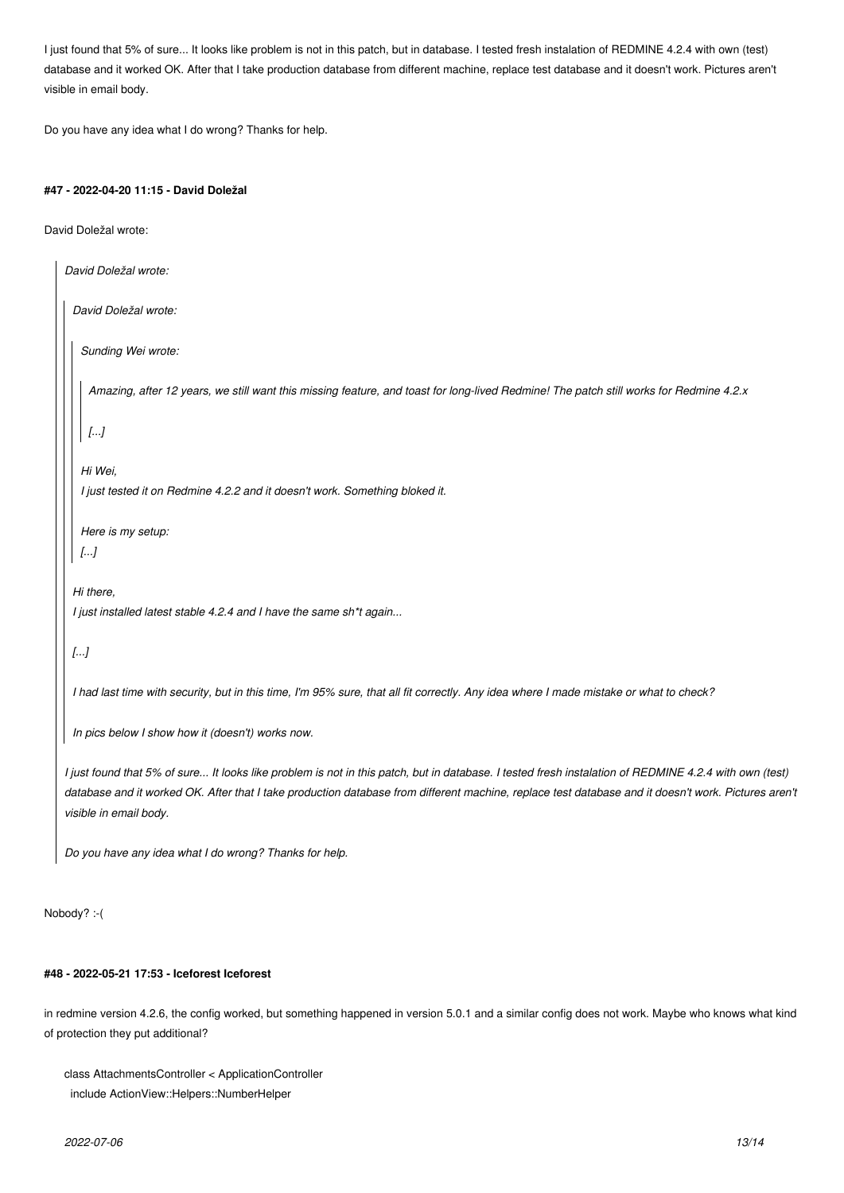I just found that 5% of sure... It looks like problem is not in this patch, but in database. I tested fresh instalation of REDMINE 4.2.4 with own (test) database and it worked OK. After that I take production database from different machine, replace test database and it doesn't work. Pictures aren't visible in email body.

Do you have any idea what I do wrong? Thanks for help.

#### #47 - 2022-04-20 11:15 - David Doležal

David Doležal wrote:

> *David Doležal wrote:*
>
> > *David Doležal wrote:*
> >
> > > *Sunding Wei wrote:*
> > >
> > > > *Amazing, after 12 years, we still want this missing feature, and toast for long-lived Redmine! The patch still works for Redmine 4.2.x*
> > > >
> > > > *[...]*
> > >
> > > *Hi Wei,*
> > > *I just tested it on Redmine 4.2.2 and it doesn't work. Something bloked it.*
> > >
> > > *Here is my setup:*
> > > *[...]*
> >
> > *Hi there,*
> > *I just installed latest stable 4.2.4 and I have the same sh*t again...*
> >
> > *[...]*
> >
> > *I had last time with security, but in this time, I'm 95% sure, that all fit correctly. Any idea where I made mistake or what to check?*
> >
> > *In pics below I show how it (doesn't) works now.*
>
> *I just found that 5% of sure... It looks like problem is not in this patch, but in database. I tested fresh instalation of REDMINE 4.2.4 with own (test) database and it worked OK. After that I take production database from different machine, replace test database and it doesn't work. Pictures aren't visible in email body.*
>
> *Do you have any idea what I do wrong? Thanks for help.*

Nobody? :-(

#### #48 - 2022-05-21 17:53 - Iceforest Iceforest

in redmine version 4.2.6, the config worked, but something happened in version 5.0.1 and a similar config does not work. Maybe who knows what kind of protection they put additional?

```
class AttachmentsController < ApplicationController
  include ActionView::Helpers::NumberHelper
```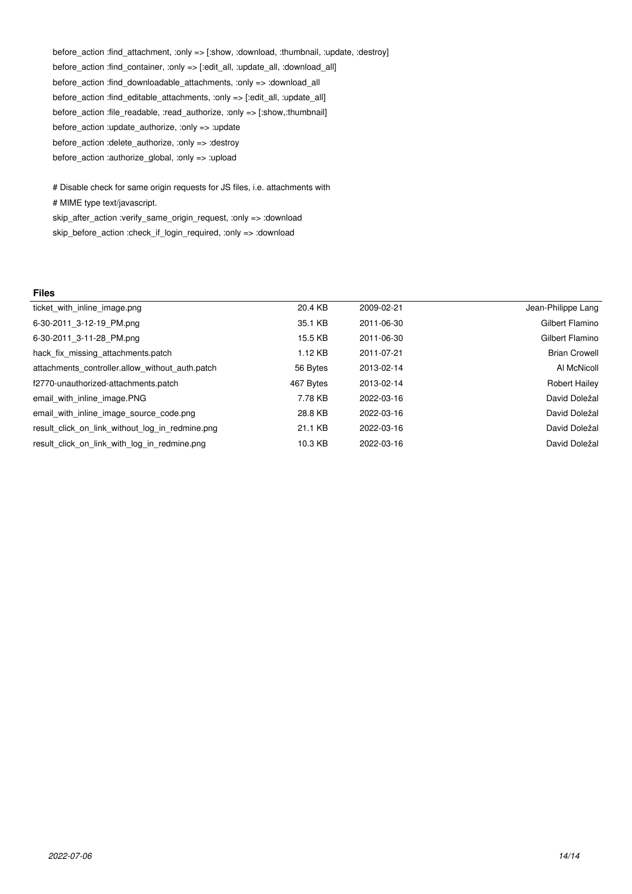```
before_action :find_attachment, :only => [:show, :download, :thumbnail, :update, :destroy]
before_action :find_container, :only => [:edit_all, :update_all, :download_all]
before_action :find_downloadable_attachments, :only => :download_all
before_action :find_editable_attachments, :only => [:edit_all, :update_all]
before_action :file_readable, :read_authorize, :only => [:show,:thumbnail]
before_action :update_authorize, :only => :update
before_action :delete_authorize, :only => :destroy
before_action :authorize_global, :only => :upload

# Disable check for same origin requests for JS files, i.e. attachments with
# MIME type text/javascript.
skip_after_action :verify_same_origin_request, :only => :download
skip_before_action :check_if_login_required, :only => :download
```

## Files

| | | | |
|---|---|---|---|
| ticket_with_inline_image.png | 20.4 KB | 2009-02-21 | Jean-Philippe Lang |
| 6-30-2011_3-12-19_PM.png | 35.1 KB | 2011-06-30 | Gilbert Flamino |
| 6-30-2011_3-11-28_PM.png | 15.5 KB | 2011-06-30 | Gilbert Flamino |
| hack_fix_missing_attachments.patch | 1.12 KB | 2011-07-21 | Brian Crowell |
| attachments_controller.allow_without_auth.patch | 56 Bytes | 2013-02-14 | Al McNicoll |
| f2770-unauthorized-attachments.patch | 467 Bytes | 2013-02-14 | Robert Hailey |
| email_with_inline_image.PNG | 7.78 KB | 2022-03-16 | David Doležal |
| email_with_inline_image_source_code.png | 28.8 KB | 2022-03-16 | David Doležal |
| result_click_on_link_without_log_in_redmine.png | 21.1 KB | 2022-03-16 | David Doležal |
| result_click_on_link_with_log_in_redmine.png | 10.3 KB | 2022-03-16 | David Doležal |